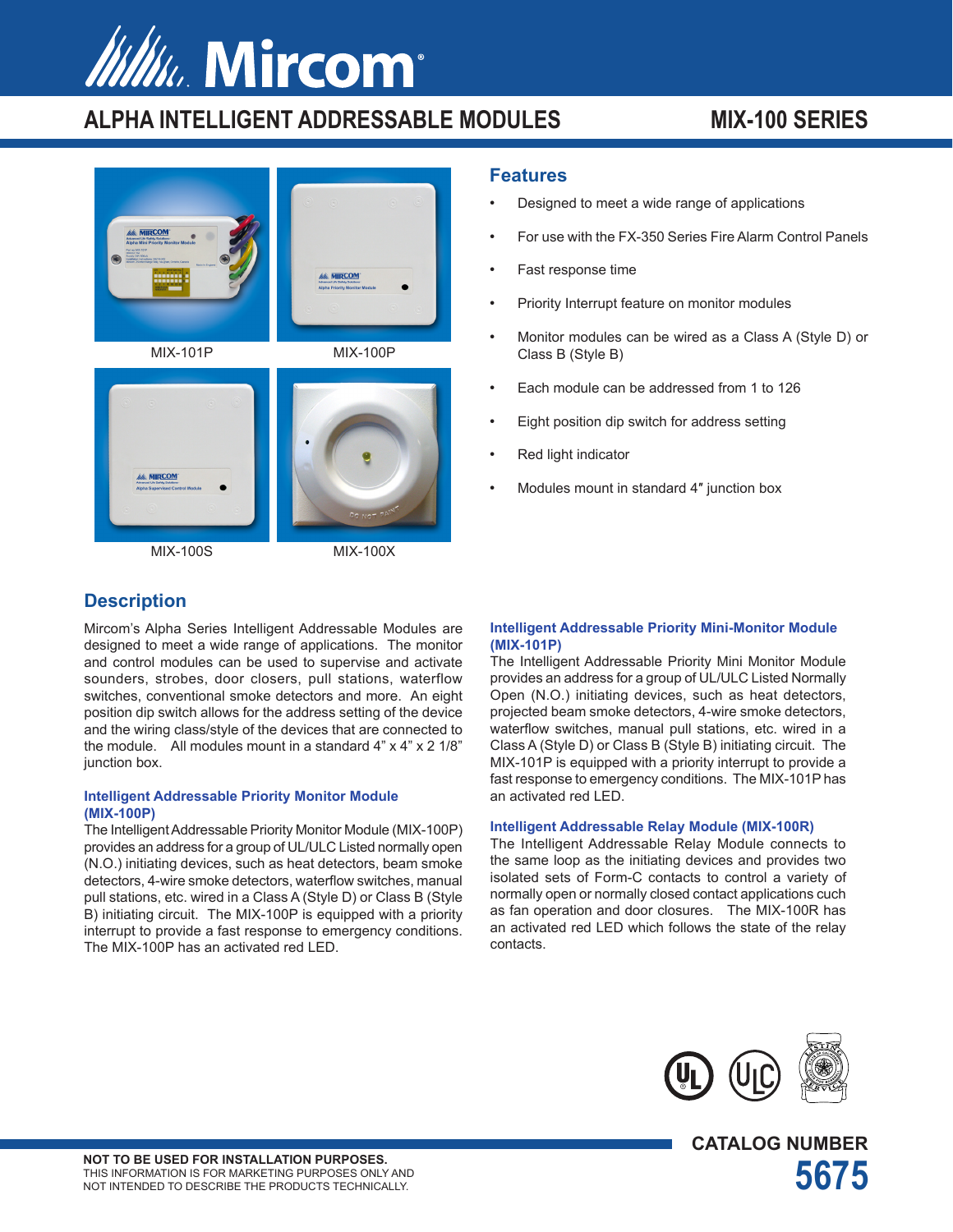# Mircom

## ALPHA INTELLIGENT ADDRESSABLE MODULES

## MIX-100 SERIES

MIX-101P

MIX-100P

MIX-100S

MIX-100X

## Features

- Designed to meet a wide range of applications
- For use with the FX-350 Series Fire Alarm Control Panels
- Fast response time
- Priority Interrupt feature on monitor modules
- Monitor modules can be wired as a Class A (Style D) or Class B (Style B)
- Each module can be addressed from 1 to 126
- Eight position dip switch for address setting
- Red light indicator
- Modules mount in standard 4″ junction box

## Description

Mircom's Alpha Series Intelligent Addressable Modules are designed to meet a wide range of applications. The monitor and control modules can be used to supervise and activate sounders, strobes, door closers, pull stations, waterflow switches, conventional smoke detectors and more. An eight position dip switch allows for the address setting of the device and the wiring class/style of the devices that are connected to the module. All modules mount in a standard 4" x 4" x 2 1/8" junction box.

### Intelligent Addressable Priority Monitor Module (MIX-100P)

The Intelligent Addressable Priority Monitor Module (MIX-100P) provides an address for a group of UL/ULC Listed normally open (N.O.) initiating devices, such as heat detectors, beam smoke detectors, 4-wire smoke detectors, waterflow switches, manual pull stations, etc. wired in a Class A (Style D) or Class B (Style B) initiating circuit. The MIX-100P is equipped with a priority interrupt to provide a fast response to emergency conditions. The MIX-100P has an activated red LED.

### Intelligent Addressable Priority Mini-Monitor Module (MIX-101P)

The Intelligent Addressable Priority Mini Monitor Module provides an address for a group of UL/ULC Listed Normally Open (N.O.) initiating devices, such as heat detectors, projected beam smoke detectors, 4-wire smoke detectors, waterflow switches, manual pull stations, etc. wired in a Class A (Style D) or Class B (Style B) initiating circuit. The MIX-101P is equipped with a priority interrupt to provide a fast response to emergency conditions. The MIX-101P has an activated red LED.

### Intelligent Addressable Relay Module (MIX-100R)

The Intelligent Addressable Relay Module connects to the same loop as the initiating devices and provides two isolated sets of Form-C contacts to control a variety of normally open or normally closed contact applications cuch as fan operation and door closures. The MIX-100R has an activated red LED which follows the state of the relay contacts.

**NOT TO BE USED FOR INSTALLATION PURPOSES.**
THIS INFORMATION IS FOR MARKETING PURPOSES ONLY AND NOT INTENDED TO DESCRIBE THE PRODUCTS TECHNICALLY.

**CATALOG NUMBER**
**5675**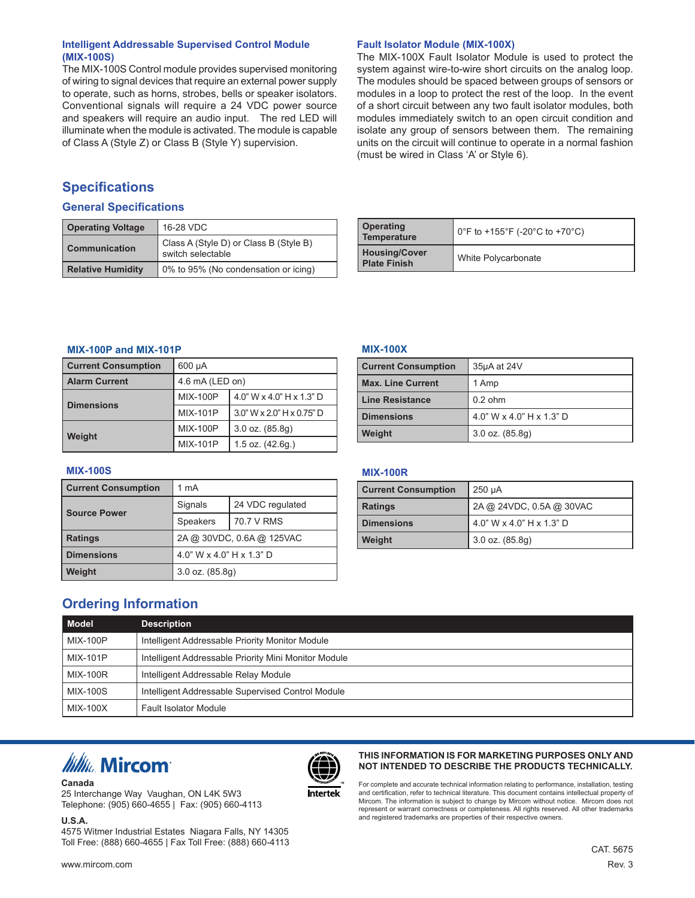### Intelligent Addressable Supervised Control Module (MIX-100S)

The MIX-100S Control module provides supervised monitoring of wiring to signal devices that require an external power supply to operate, such as horns, strobes, bells or speaker isolators. Conventional signals will require a 24 VDC power source and speakers will require an audio input. The red LED will illuminate when the module is activated. The module is capable of Class A (Style Z) or Class B (Style Y) supervision.

### Fault Isolator Module (MIX-100X)

The MIX-100X Fault Isolator Module is used to protect the system against wire-to-wire short circuits on the analog loop. The modules should be spaced between groups of sensors or modules in a loop to protect the rest of the loop. In the event of a short circuit between any two fault isolator modules, both modules immediately switch to an open circuit condition and isolate any group of sensors between them. The remaining units on the circuit will continue to operate in a normal fashion (must be wired in Class 'A' or Style 6).

## Specifications

### General Specifications

| | |
|---|---|
| **Operating Voltage** | 16-28 VDC |
| **Communication** | Class A (Style D) or Class B (Style B) switch selectable |
| **Relative Humidity** | 0% to 95% (No condensation or icing) |
| **Operating Temperature** | 0°F to +155°F (-20°C to +70°C) |
| **Housing/Cover Plate Finish** | White Polycarbonate |

#### MIX-100P and MIX-101P

| | | |
|---|---|---|
| **Current Consumption** | 600 µA | |
| **Alarm Current** | 4.6 mA (LED on) | |
| **Dimensions** | MIX-100P | 4.0" W x 4.0" H x 1.3" D |
| | MIX-101P | 3.0" W x 2.0" H x 0.75" D |
| **Weight** | MIX-100P | 3.0 oz. (85.8g) |
| | MIX-101P | 1.5 oz. (42.6g.) |

#### MIX-100X

| | |
|---|---|
| **Current Consumption** | 35µA at 24V |
| **Max. Line Current** | 1 Amp |
| **Line Resistance** | 0.2 ohm |
| **Dimensions** | 4.0" W x 4.0" H x 1.3" D |
| **Weight** | 3.0 oz. (85.8g) |

#### MIX-100S

| | | |
|---|---|---|
| **Current Consumption** | 1 mA | |
| **Source Power** | Signals | 24 VDC regulated |
| | Speakers | 70.7 V RMS |
| **Ratings** | 2A @ 30VDC, 0.6A @ 125VAC | |
| **Dimensions** | 4.0" W x 4.0" H x 1.3" D | |
| **Weight** | 3.0 oz. (85.8g) | |

#### MIX-100R

| | |
|---|---|
| **Current Consumption** | 250 µA |
| **Ratings** | 2A @ 24VDC, 0.5A @ 30VAC |
| **Dimensions** | 4.0" W x 4.0" H x 1.3" D |
| **Weight** | 3.0 oz. (85.8g) |

## Ordering Information

| Model | Description |
|---|---|
| MIX-100P | Intelligent Addressable Priority Monitor Module |
| MIX-101P | Intelligent Addressable Priority Mini Monitor Module |
| MIX-100R | Intelligent Addressable Relay Module |
| MIX-100S | Intelligent Addressable Supervised Control Module |
| MIX-100X | Fault Isolator Module |

**Mircom**

**Canada**
25 Interchange Way Vaughan, ON L4K 5W3
Telephone: (905) 660-4655 | Fax: (905) 660-4113

**U.S.A.**
4575 Witmer Industrial Estates Niagara Falls, NY 14305
Toll Free: (888) 660-4655 | Fax Toll Free: (888) 660-4113

www.mircom.com

Intertek

**THIS INFORMATION IS FOR MARKETING PURPOSES ONLY AND NOT INTENDED TO DESCRIBE THE PRODUCTS TECHNICALLY.**

For complete and accurate technical information relating to performance, installation, testing and certification, refer to technical literature. This document contains intellectual property of Mircom. The information is subject to change by Mircom without notice. Mircom does not represent or warrant correctness or completeness. All rights reserved. All other trademarks and registered trademarks are properties of their respective owners.

CAT. 5675
Rev. 3